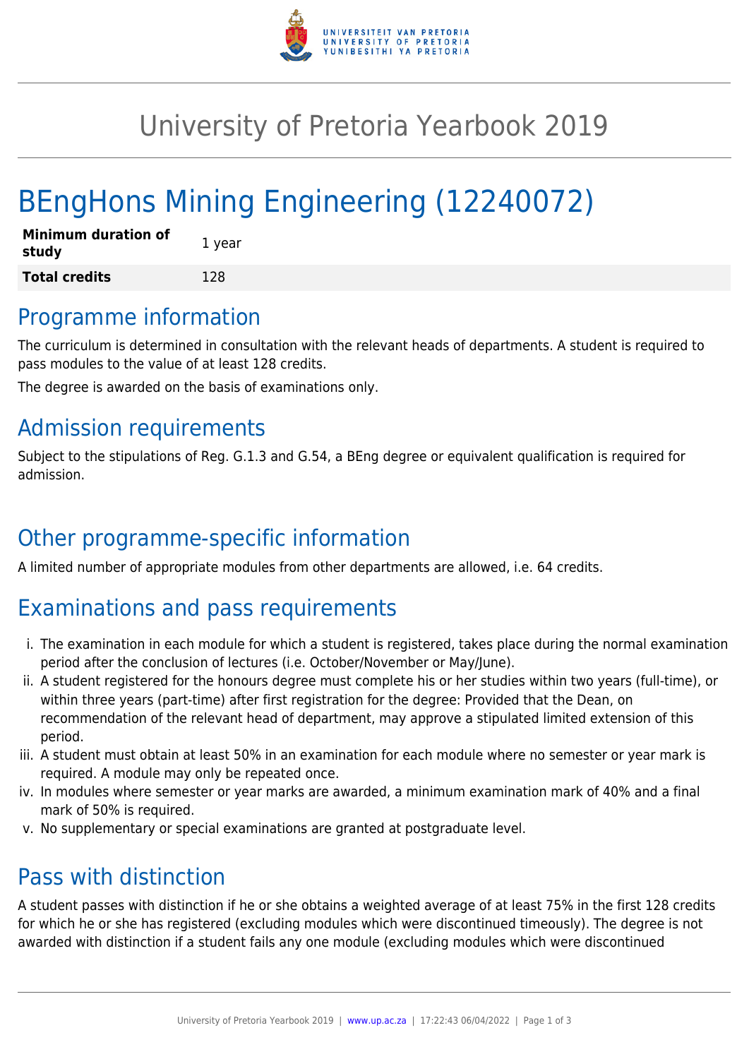# University of Pretoria Yearbook 2019

# BEngHons Mining Engineering (12240072)

| | |
|---|---|
| **Minimum duration of study** | 1 year |
| **Total credits** | 128 |

## Programme information

The curriculum is determined in consultation with the relevant heads of departments. A student is required to pass modules to the value of at least 128 credits.

The degree is awarded on the basis of examinations only.

## Admission requirements

Subject to the stipulations of Reg. G.1.3 and G.54, a BEng degree or equivalent qualification is required for admission.

## Other programme-specific information

A limited number of appropriate modules from other departments are allowed, i.e. 64 credits.

## Examinations and pass requirements

i. The examination in each module for which a student is registered, takes place during the normal examination period after the conclusion of lectures (i.e. October/November or May/June).
ii. A student registered for the honours degree must complete his or her studies within two years (full-time), or within three years (part-time) after first registration for the degree: Provided that the Dean, on recommendation of the relevant head of department, may approve a stipulated limited extension of this period.
iii. A student must obtain at least 50% in an examination for each module where no semester or year mark is required. A module may only be repeated once.
iv. In modules where semester or year marks are awarded, a minimum examination mark of 40% and a final mark of 50% is required.
v. No supplementary or special examinations are granted at postgraduate level.

## Pass with distinction

A student passes with distinction if he or she obtains a weighted average of at least 75% in the first 128 credits for which he or she has registered (excluding modules which were discontinued timeously). The degree is not awarded with distinction if a student fails any one module (excluding modules which were discontinued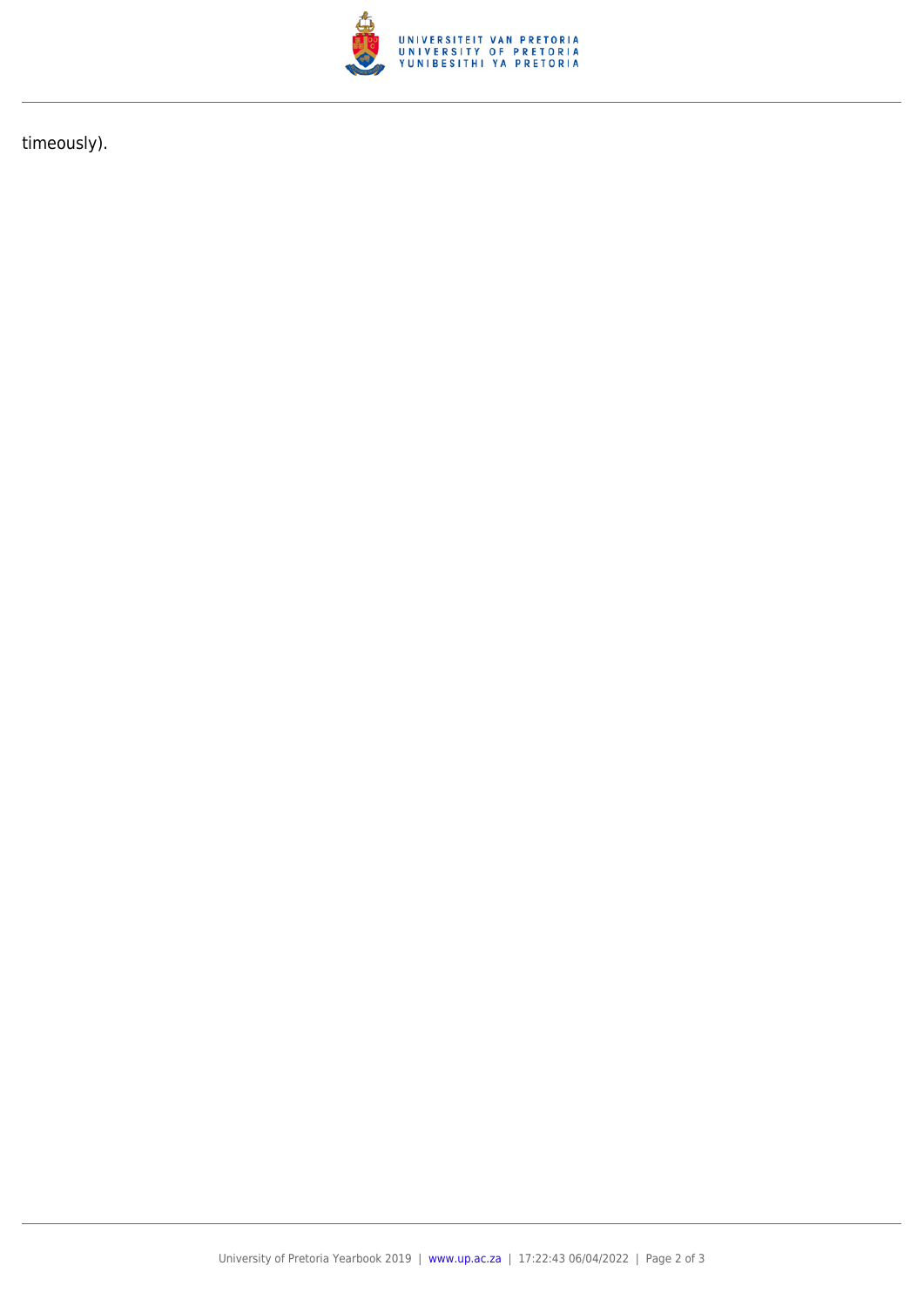timeously).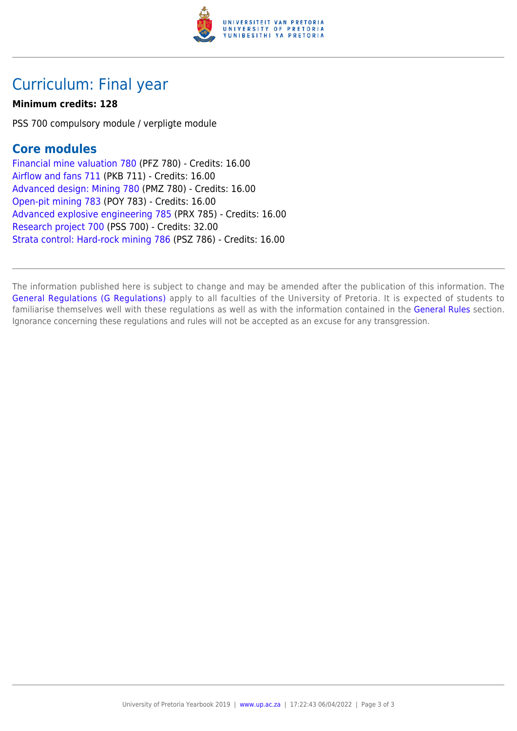## Curriculum: Final year

**Minimum credits: 128**

PSS 700 compulsory module / verpligte module

### Core modules

Financial mine valuation 780 (PFZ 780) - Credits: 16.00
Airflow and fans 711 (PKB 711) - Credits: 16.00
Advanced design: Mining 780 (PMZ 780) - Credits: 16.00
Open-pit mining 783 (POY 783) - Credits: 16.00
Advanced explosive engineering 785 (PRX 785) - Credits: 16.00
Research project 700 (PSS 700) - Credits: 32.00
Strata control: Hard-rock mining 786 (PSZ 786) - Credits: 16.00

The information published here is subject to change and may be amended after the publication of this information. The General Regulations (G Regulations) apply to all faculties of the University of Pretoria. It is expected of students to familiarise themselves well with these regulations as well as with the information contained in the General Rules section. Ignorance concerning these regulations and rules will not be accepted as an excuse for any transgression.